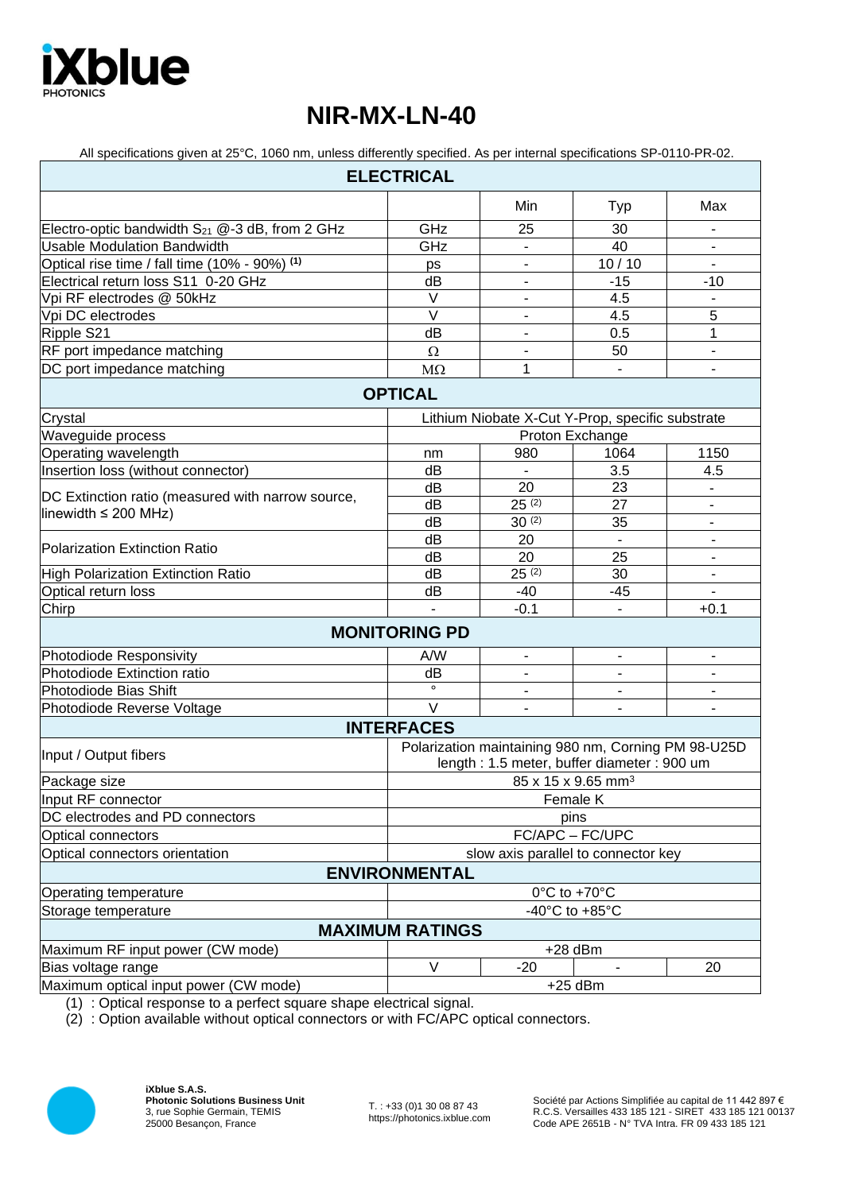iXblue PHOTONICS

# NIR-MX-LN-40

All specifications given at 25°C, 1060 nm, unless differently specified. As per internal specifications SP-0110-PR-02.

| ELECTRICAL | | | | |
|---|---|---|---|---|
| | | Min | Typ | Max |
| Electro-optic bandwidth $S_{21}$ @-3 dB, from 2 GHz | GHz | 25 | 30 | - |
| Usable Modulation Bandwidth | GHz | - | 40 | - |
| Optical rise time / fall time (10% - 90%) (1) | ps | - | 10 / 10 | - |
| Electrical return loss S11 0-20 GHz | dB | - | -15 | -10 |
| Vpi RF electrodes @ 50kHz | V | - | 4.5 | - |
| Vpi DC electrodes | V | - | 4.5 | 5 |
| Ripple S21 | dB | - | 0.5 | 1 |
| RF port impedance matching | Ω | - | 50 | - |
| DC port impedance matching | MΩ | 1 | - | - |
| **OPTICAL** | | | | |
| Crystal | Lithium Niobate X-Cut Y-Prop, specific substrate | | | |
| Waveguide process | Proton Exchange | | | |
| Operating wavelength | nm | 980 | 1064 | 1150 |
| Insertion loss (without connector) | dB | - | 3.5 | 4.5 |
| DC Extinction ratio (measured with narrow source, linewidth ≤ 200 MHz) | dB | 20 | 23 | - |
| | dB | 25 (2) | 27 | - |
| | dB | 30 (2) | 35 | - |
| Polarization Extinction Ratio | dB | 20 | - | - |
| | dB | 20 | 25 | - |
| High Polarization Extinction Ratio | dB | 25 (2) | 30 | - |
| Optical return loss | dB | -40 | -45 | - |
| Chirp | - | -0.1 | - | +0.1 |
| **MONITORING PD** | | | | |
| Photodiode Responsivity | A/W | - | - | - |
| Photodiode Extinction ratio | dB | - | - | - |
| Photodiode Bias Shift | ° | - | - | - |
| Photodiode Reverse Voltage | V | - | - | - |
| **INTERFACES** | | | | |
| Input / Output fibers | Polarization maintaining 980 nm, Corning PM 98-U25D length : 1.5 meter, buffer diameter : 900 um | | | |
| Package size | 85 x 15 x 9.65 mm³ | | | |
| Input RF connector | Female K | | | |
| DC electrodes and PD connectors | pins | | | |
| Optical connectors | FC/APC – FC/UPC | | | |
| Optical connectors orientation | slow axis parallel to connector key | | | |
| **ENVIRONMENTAL** | | | | |
| Operating temperature | 0°C to +70°C | | | |
| Storage temperature | -40°C to +85°C | | | |
| **MAXIMUM RATINGS** | | | | |
| Maximum RF input power (CW mode) | +28 dBm | | | |
| Bias voltage range | V | -20 | - | 20 |
| Maximum optical input power (CW mode) | +25 dBm | | | |

(1) : Optical response to a perfect square shape electrical signal.
(2) : Option available without optical connectors or with FC/APC optical connectors.

**iXblue S.A.S.**
**Photonic Solutions Business Unit**
3, rue Sophie Germain, TEMIS
25000 Besançon, France

T. : +33 (0)1 30 08 87 43
https://photonics.ixblue.com

Société par Actions Simplifiée au capital de 11 442 897 €
R.C.S. Versailles 433 185 121 - SIRET 433 185 121 00137
Code APE 2651B - N° TVA Intra. FR 09 433 185 121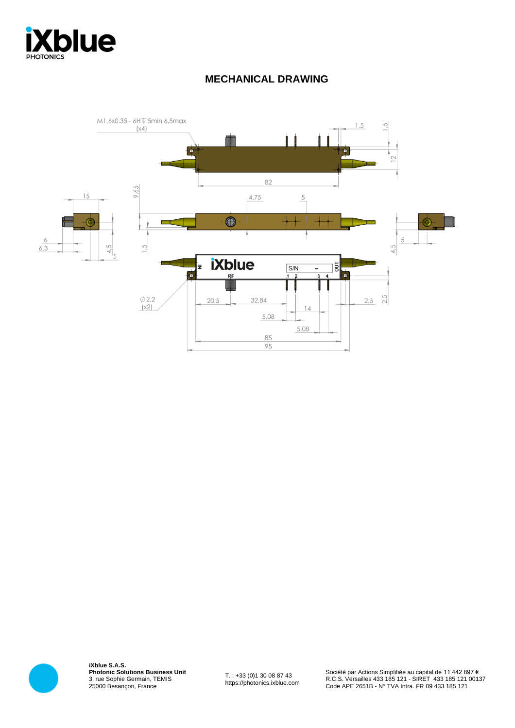## MECHANICAL DRAWING

M1,6x0.35 - 6H ↧ 5min 6,5max
(x4)

1,5
1,5
12
82
9,65
15
4,75
5
6
6.3
4,5
5
1,5
5
4,5

IN
iXblue
S/N :
OUT
RF
1 2 3 4

⌀2,2
(x2)
20,5
32,84
14
2,5
2,5
5,08
5,08
85
95